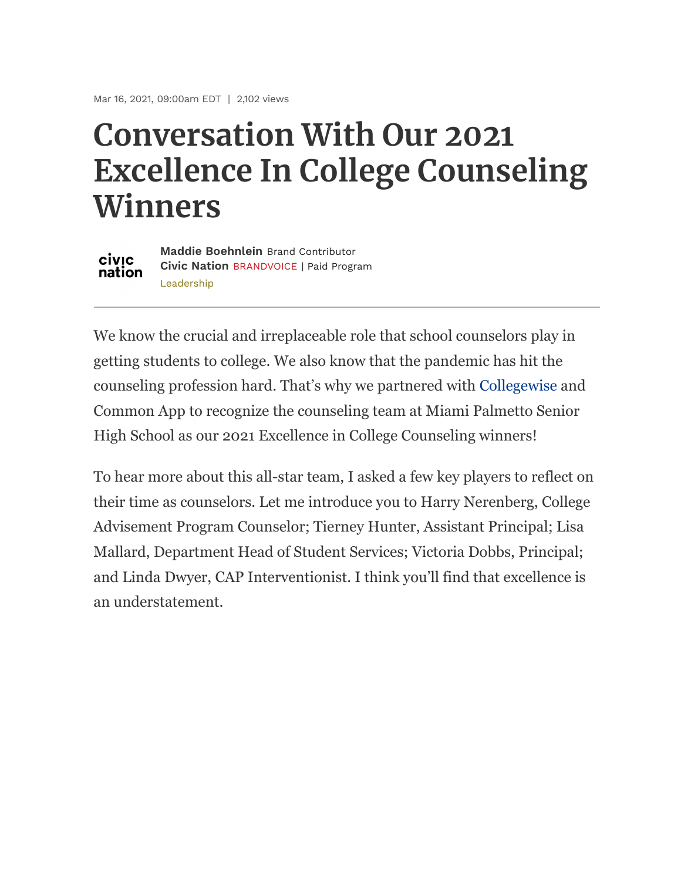Mar 16, 2021, 09:00am EDT | 2,102 views

# Conversation With Our 2021 Excellence In College Counseling Winners

civic nation

**Maddie Boehnlein** Brand Contributor
**Civic Nation** BRANDVOICE | Paid Program
Leadership

---

We know the crucial and irreplaceable role that school counselors play in getting students to college. We also know that the pandemic has hit the counseling profession hard. That's why we partnered with Collegewise and Common App to recognize the counseling team at Miami Palmetto Senior High School as our 2021 Excellence in College Counseling winners!

To hear more about this all-star team, I asked a few key players to reflect on their time as counselors. Let me introduce you to Harry Nerenberg, College Advisement Program Counselor; Tierney Hunter, Assistant Principal; Lisa Mallard, Department Head of Student Services; Victoria Dobbs, Principal; and Linda Dwyer, CAP Interventionist. I think you'll find that excellence is an understatement.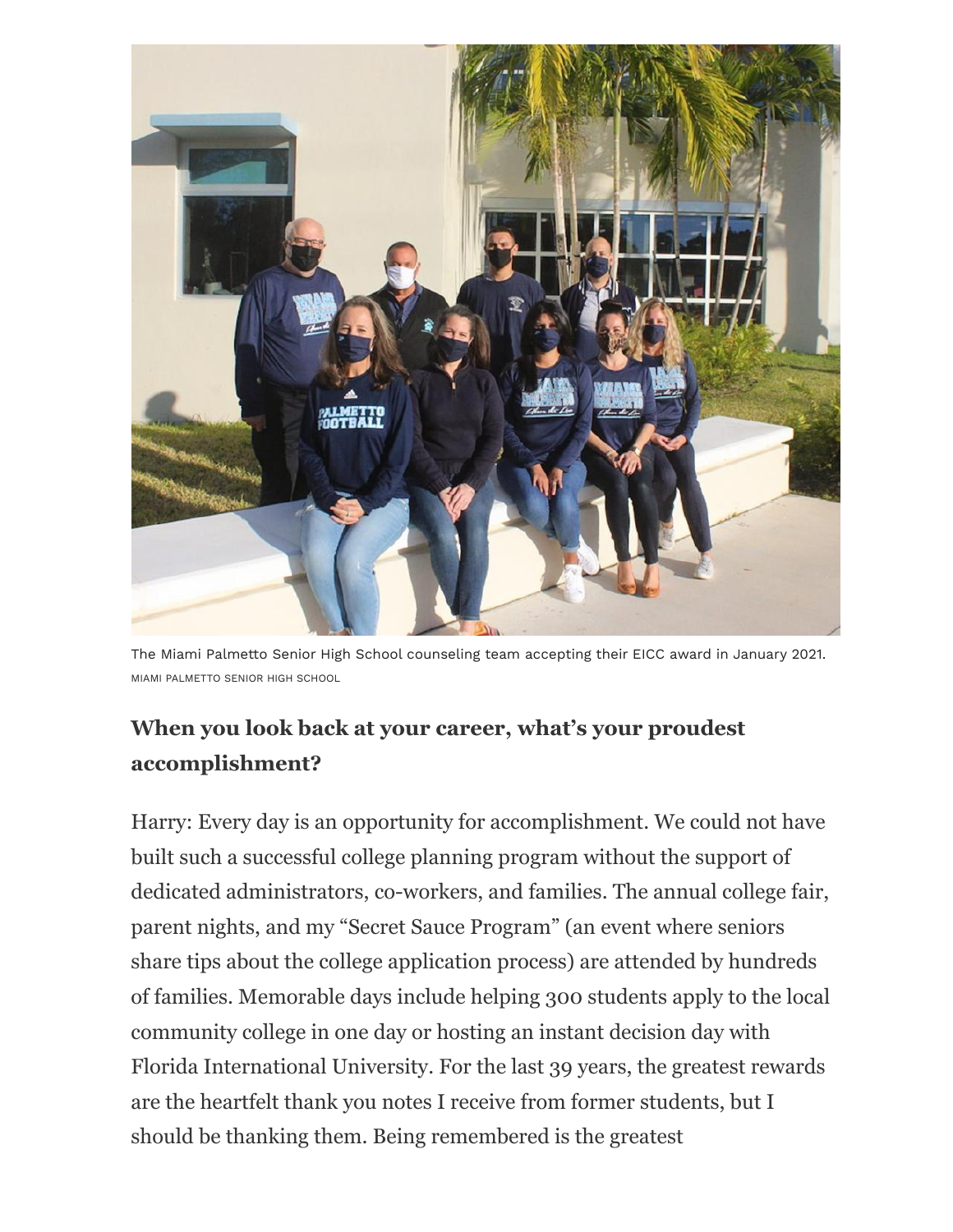The Miami Palmetto Senior High School counseling team accepting their EICC award in January 2021.
MIAMI PALMETTO SENIOR HIGH SCHOOL

## When you look back at your career, what's your proudest accomplishment?

Harry: Every day is an opportunity for accomplishment. We could not have built such a successful college planning program without the support of dedicated administrators, co-workers, and families. The annual college fair, parent nights, and my "Secret Sauce Program" (an event where seniors share tips about the college application process) are attended by hundreds of families. Memorable days include helping 300 students apply to the local community college in one day or hosting an instant decision day with Florida International University. For the last 39 years, the greatest rewards are the heartfelt thank you notes I receive from former students, but I should be thanking them. Being remembered is the greatest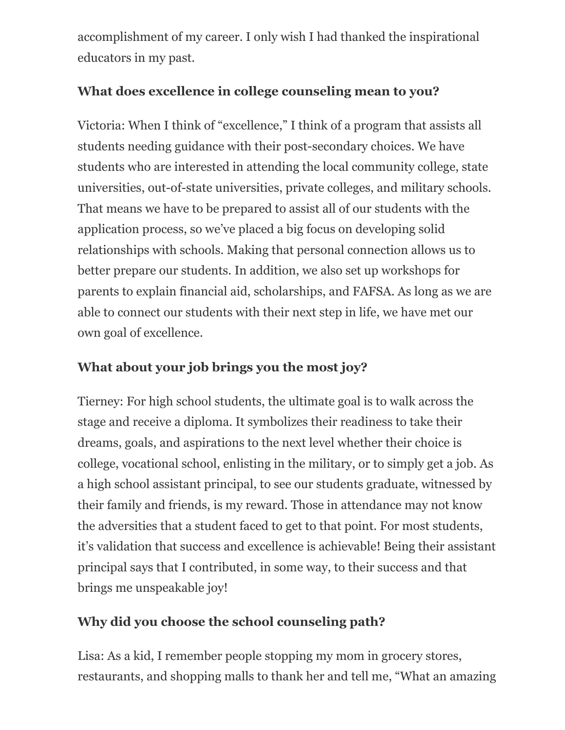accomplishment of my career. I only wish I had thanked the inspirational educators in my past.

**What does excellence in college counseling mean to you?**

Victoria: When I think of “excellence,” I think of a program that assists all students needing guidance with their post-secondary choices. We have students who are interested in attending the local community college, state universities, out-of-state universities, private colleges, and military schools. That means we have to be prepared to assist all of our students with the application process, so we’ve placed a big focus on developing solid relationships with schools. Making that personal connection allows us to better prepare our students. In addition, we also set up workshops for parents to explain financial aid, scholarships, and FAFSA. As long as we are able to connect our students with their next step in life, we have met our own goal of excellence.

**What about your job brings you the most joy?**

Tierney: For high school students, the ultimate goal is to walk across the stage and receive a diploma. It symbolizes their readiness to take their dreams, goals, and aspirations to the next level whether their choice is college, vocational school, enlisting in the military, or to simply get a job. As a high school assistant principal, to see our students graduate, witnessed by their family and friends, is my reward. Those in attendance may not know the adversities that a student faced to get to that point. For most students, it’s validation that success and excellence is achievable! Being their assistant principal says that I contributed, in some way, to their success and that brings me unspeakable joy!

**Why did you choose the school counseling path?**

Lisa: As a kid, I remember people stopping my mom in grocery stores, restaurants, and shopping malls to thank her and tell me, “What an amazing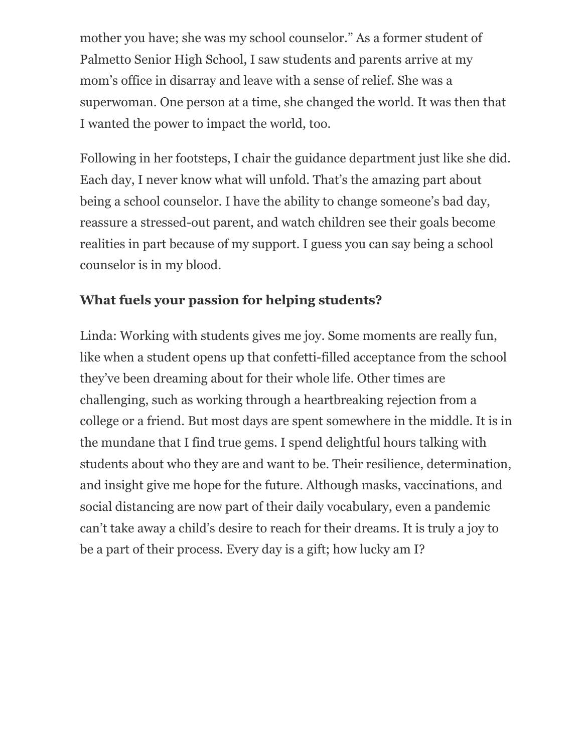mother you have; she was my school counselor." As a former student of Palmetto Senior High School, I saw students and parents arrive at my mom's office in disarray and leave with a sense of relief. She was a superwoman. One person at a time, she changed the world. It was then that I wanted the power to impact the world, too.

Following in her footsteps, I chair the guidance department just like she did. Each day, I never know what will unfold. That's the amazing part about being a school counselor. I have the ability to change someone's bad day, reassure a stressed-out parent, and watch children see their goals become realities in part because of my support. I guess you can say being a school counselor is in my blood.

**What fuels your passion for helping students?**

Linda: Working with students gives me joy. Some moments are really fun, like when a student opens up that confetti-filled acceptance from the school they've been dreaming about for their whole life. Other times are challenging, such as working through a heartbreaking rejection from a college or a friend. But most days are spent somewhere in the middle. It is in the mundane that I find true gems. I spend delightful hours talking with students about who they are and want to be. Their resilience, determination, and insight give me hope for the future. Although masks, vaccinations, and social distancing are now part of their daily vocabulary, even a pandemic can't take away a child's desire to reach for their dreams. It is truly a joy to be a part of their process. Every day is a gift; how lucky am I?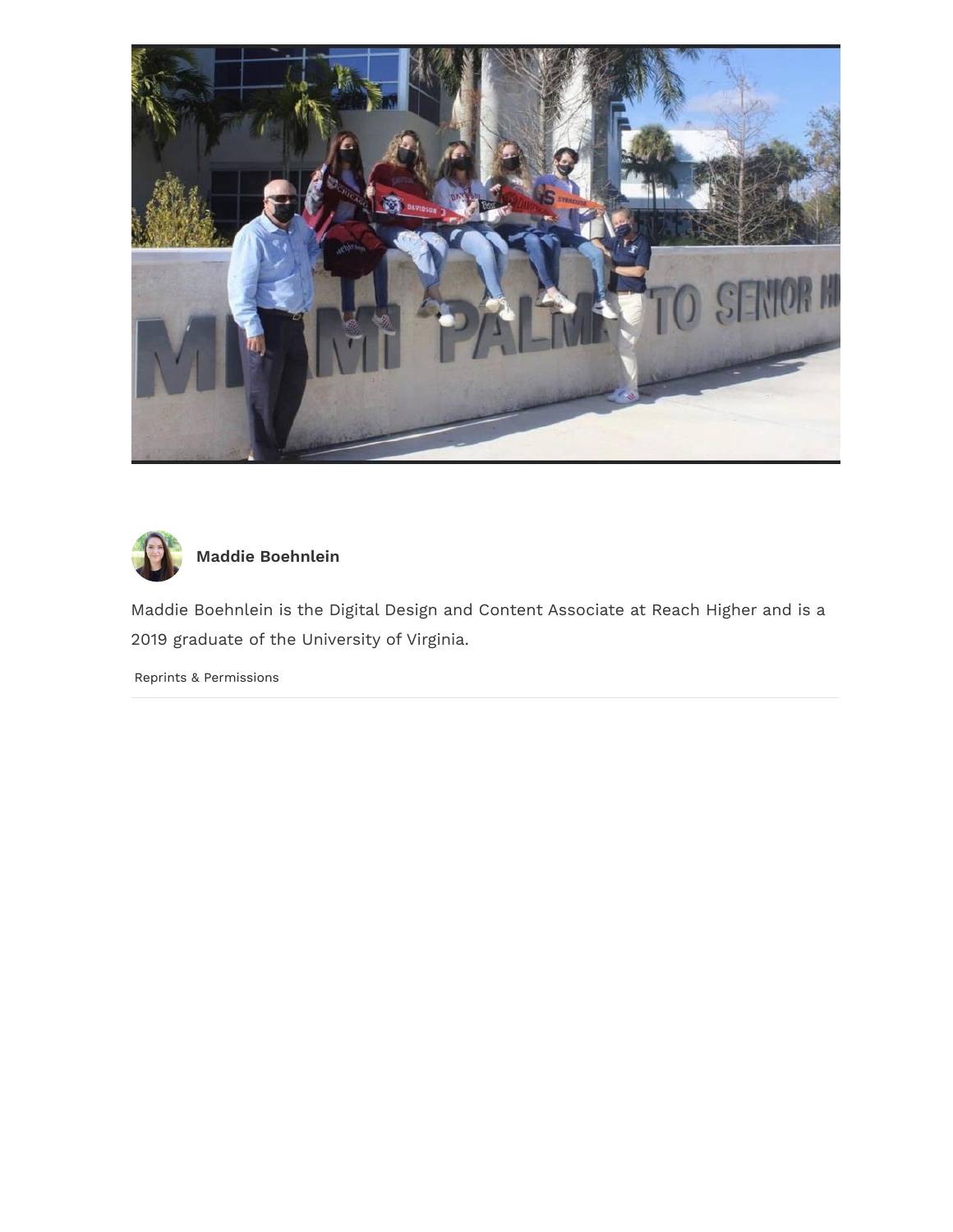**Maddie Boehnlein**

Maddie Boehnlein is the Digital Design and Content Associate at Reach Higher and is a 2019 graduate of the University of Virginia.

Reprints & Permissions